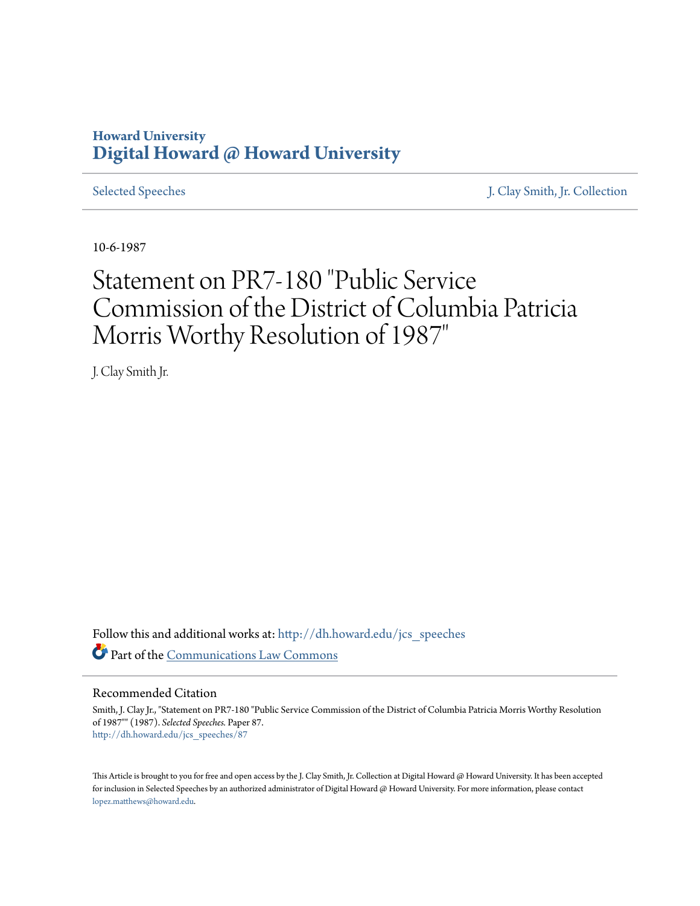# Howard University
# Digital Howard @ Howard University

Selected Speeches | J. Clay Smith, Jr. Collection

10-6-1987

# Statement on PR7-180 "Public Service Commission of the District of Columbia Patricia Morris Worthy Resolution of 1987"

J. Clay Smith Jr.

Follow this and additional works at: http://dh.howard.edu/jcs_speeches

Part of the Communications Law Commons

## Recommended Citation

Smith, J. Clay Jr., "Statement on PR7-180 "Public Service Commission of the District of Columbia Patricia Morris Worthy Resolution of 1987"" (1987). *Selected Speeches.* Paper 87.
http://dh.howard.edu/jcs_speeches/87

This Article is brought to you for free and open access by the J. Clay Smith, Jr. Collection at Digital Howard @ Howard University. It has been accepted for inclusion in Selected Speeches by an authorized administrator of Digital Howard @ Howard University. For more information, please contact lopez.matthews@howard.edu.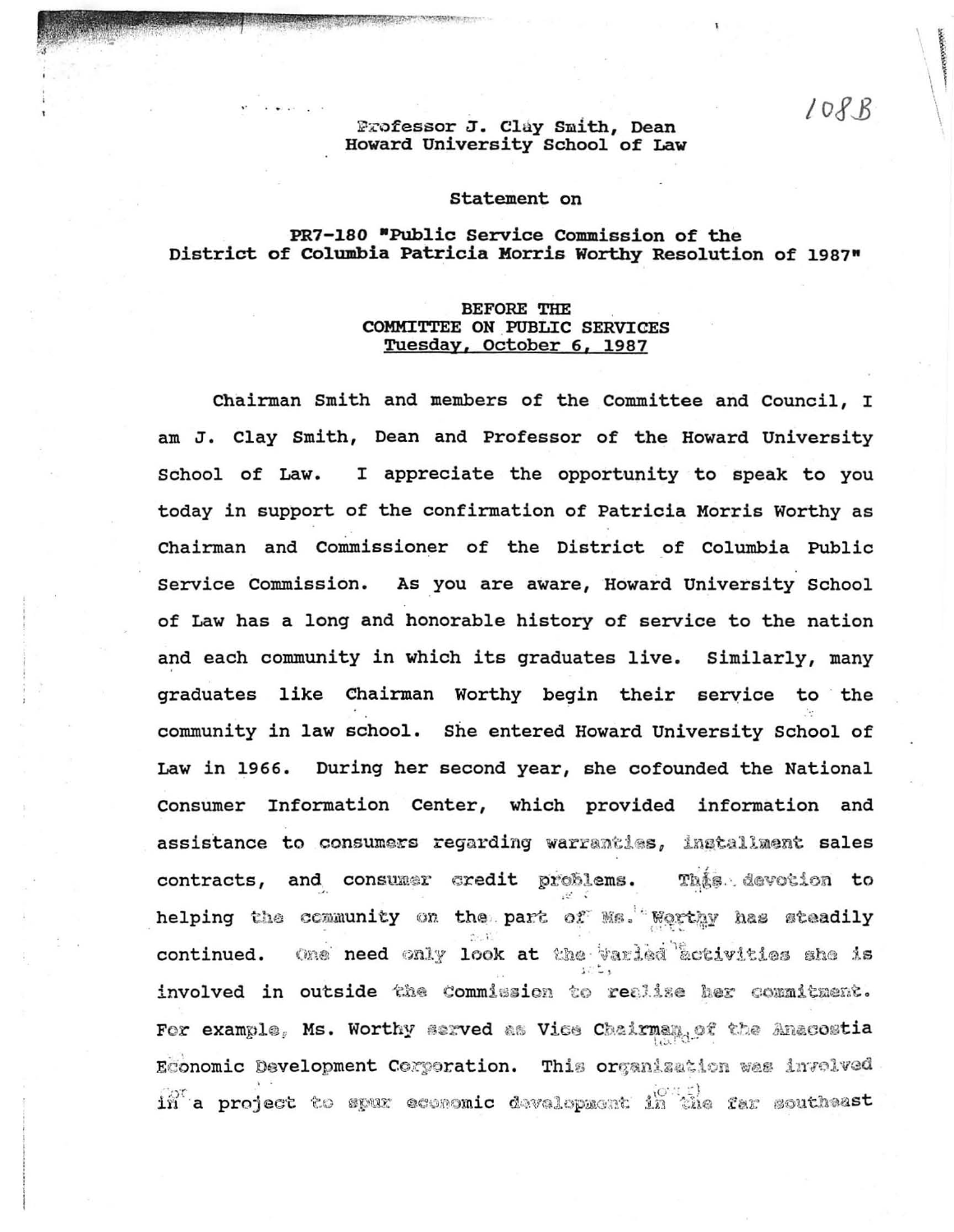Professor J. Clay Smith, Dean
Howard University School of Law

Statement on

PR7-180 "Public Service Commission of the District of Columbia Patricia Morris Worthy Resolution of 1987"

BEFORE THE
COMMITTEE ON PUBLIC SERVICES
Tuesday, October 6, 1987

Chairman Smith and members of the Committee and Council, I am J. Clay Smith, Dean and Professor of the Howard University School of Law. I appreciate the opportunity to speak to you today in support of the confirmation of Patricia Morris Worthy as Chairman and Commissioner of the District of Columbia Public Service Commission. As you are aware, Howard University School of Law has a long and honorable history of service to the nation and each community in which its graduates live. Similarly, many graduates like Chairman Worthy begin their service to the community in law school. She entered Howard University School of Law in 1966. During her second year, she cofounded the National Consumer Information Center, which provided information and assistance to consumers regarding warranties, installment sales contracts, and consumer credit problems. This devotion to helping the community on the part of Ms. Worthy has steadily continued. One need only look at the varied activities she is involved in outside the Commission to realize her commitment. For example, Ms. Worthy served as Vice Chairman of the Anacostia Economic Development Corporation. This organization was involved in a project to spur economic development in the far southeast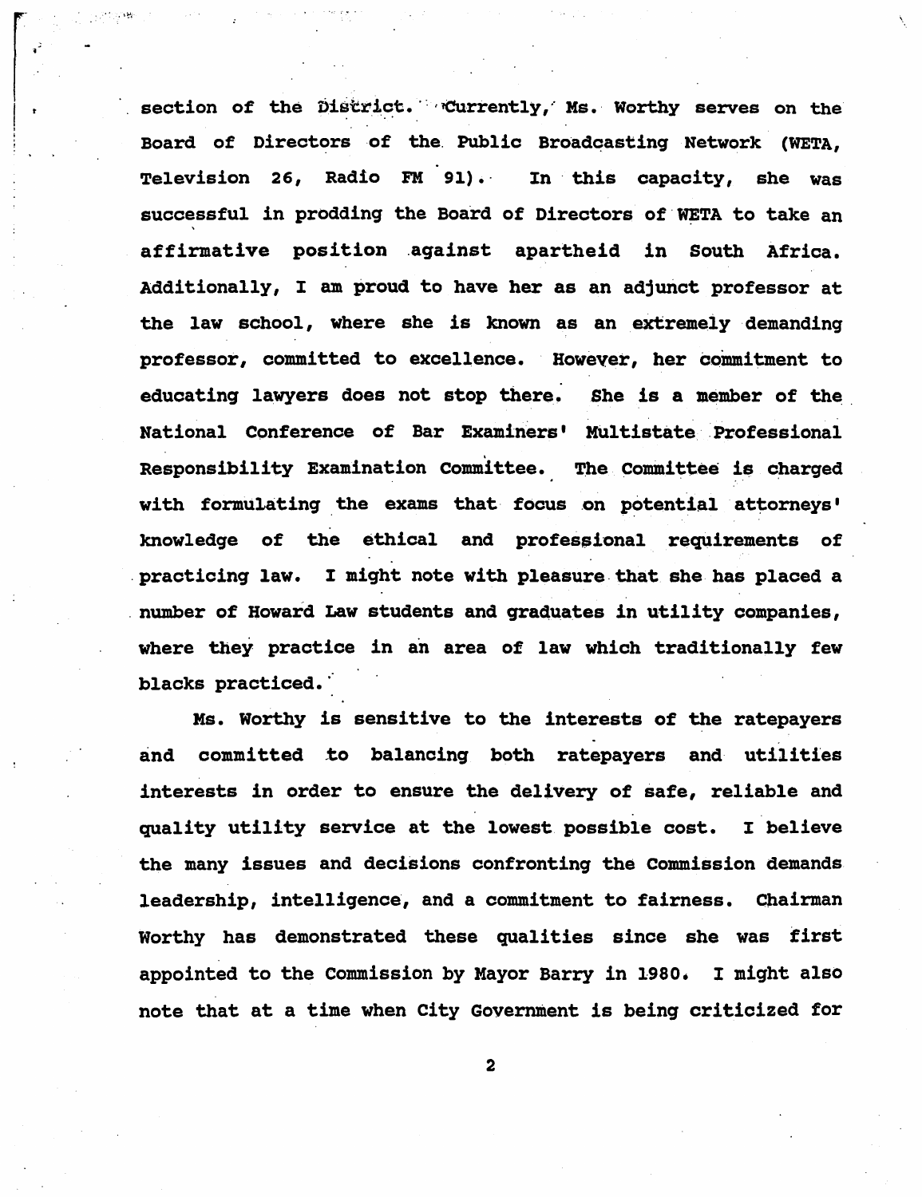section of the District. Currently, Ms. Worthy serves on the Board of Directors of the Public Broadcasting Network (WETA, Television 26, Radio FM 91). In this capacity, she was successful in prodding the Board of Directors of WETA to take an affirmative position against apartheid in South Africa. Additionally, I am proud to have her as an adjunct professor at the law school, where she is known as an extremely demanding professor, committed to excellence. However, her commitment to educating lawyers does not stop there. She is a member of the National Conference of Bar Examiners' Multistate Professional Responsibility Examination Committee. The Committee is charged with formulating the exams that focus on potential attorneys' knowledge of the ethical and professional requirements of practicing law. I might note with pleasure that she has placed a number of Howard Law students and graduates in utility companies, where they practice in an area of law which traditionally few blacks practiced.

Ms. Worthy is sensitive to the interests of the ratepayers and committed to balancing both ratepayers and utilities interests in order to ensure the delivery of safe, reliable and quality utility service at the lowest possible cost. I believe the many issues and decisions confronting the Commission demands leadership, intelligence, and a commitment to fairness. Chairman Worthy has demonstrated these qualities since she was first appointed to the Commission by Mayor Barry in 1980. I might also note that at a time when City Government is being criticized for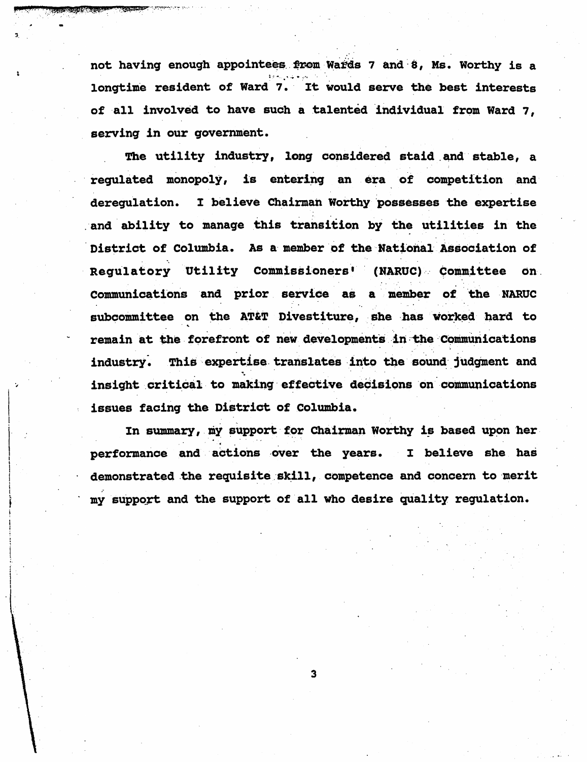not having enough appointees from Wards 7 and 8, Ms. Worthy is a longtime resident of Ward 7. It would serve the best interests of all involved to have such a talented individual from Ward 7, serving in our government.

The utility industry, long considered staid and stable, a regulated monopoly, is entering an era of competition and deregulation. I believe Chairman Worthy possesses the expertise and ability to manage this transition by the utilities in the District of Columbia. As a member of the National Association of Regulatory Utility Commissioners' (NARUC) Committee on Communications and prior service as a member of the NARUC subcommittee on the AT&T Divestiture, she has worked hard to remain at the forefront of new developments in the Communications industry. This expertise translates into the sound judgment and insight critical to making effective decisions on communications issues facing the District of Columbia.

In summary, my support for Chairman Worthy is based upon her performance and actions over the years. I believe she has demonstrated the requisite skill, competence and concern to merit my support and the support of all who desire quality regulation.